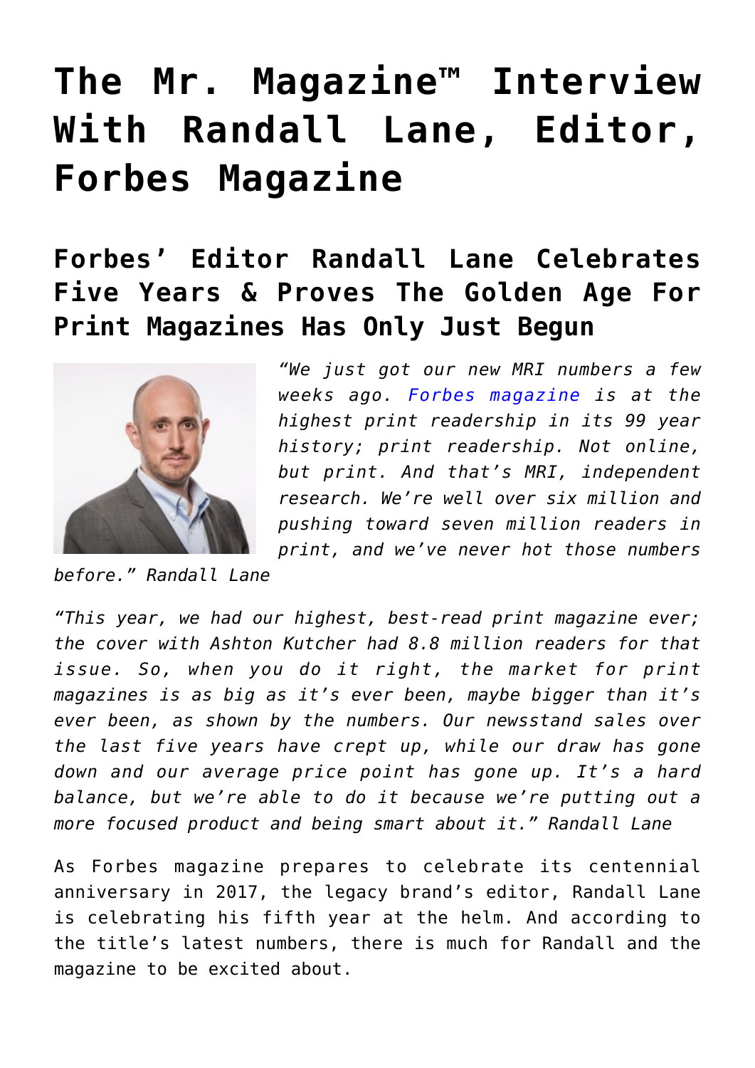# The Mr. Magazine™ Interview With Randall Lane, Editor, Forbes Magazine

## Forbes' Editor Randall Lane Celebrates Five Years & Proves The Golden Age For Print Magazines Has Only Just Begun

*"We just got our new MRI numbers a few weeks ago. Forbes magazine is at the highest print readership in its 99 year history; print readership. Not online, but print. And that's MRI, independent research. We're well over six million and pushing toward seven million readers in print, and we've never hot those numbers before." Randall Lane*

*"This year, we had our highest, best-read print magazine ever; the cover with Ashton Kutcher had 8.8 million readers for that issue. So, when you do it right, the market for print magazines is as big as it's ever been, maybe bigger than it's ever been, as shown by the numbers. Our newsstand sales over the last five years have crept up, while our draw has gone down and our average price point has gone up. It's a hard balance, but we're able to do it because we're putting out a more focused product and being smart about it." Randall Lane*

As Forbes magazine prepares to celebrate its centennial anniversary in 2017, the legacy brand's editor, Randall Lane is celebrating his fifth year at the helm. And according to the title's latest numbers, there is much for Randall and the magazine to be excited about.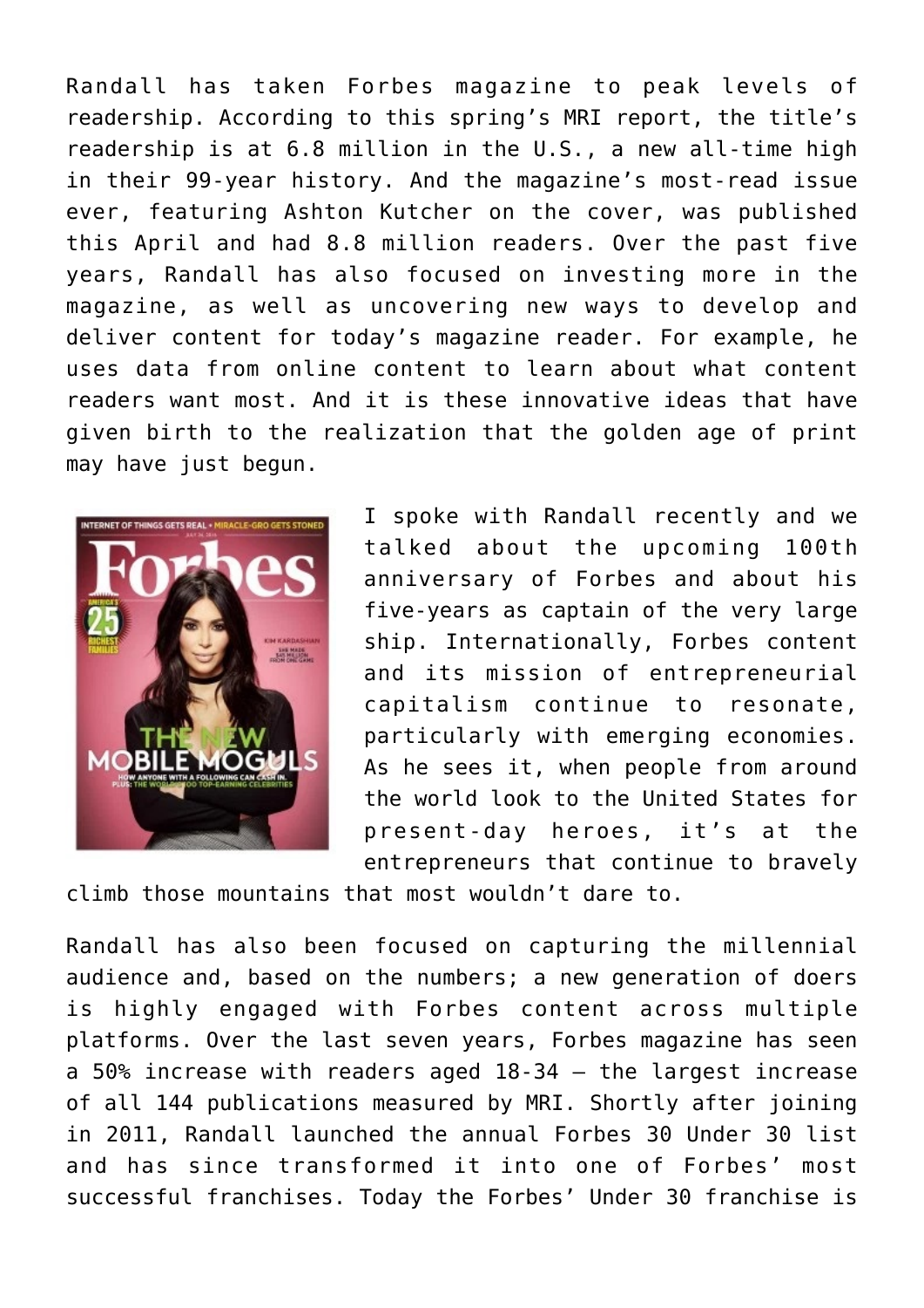Randall has taken Forbes magazine to peak levels of readership. According to this spring's MRI report, the title's readership is at 6.8 million in the U.S., a new all-time high in their 99-year history. And the magazine's most-read issue ever, featuring Ashton Kutcher on the cover, was published this April and had 8.8 million readers. Over the past five years, Randall has also focused on investing more in the magazine, as well as uncovering new ways to develop and deliver content for today's magazine reader. For example, he uses data from online content to learn about what content readers want most. And it is these innovative ideas that have given birth to the realization that the golden age of print may have just begun.

I spoke with Randall recently and we talked about the upcoming 100th anniversary of Forbes and about his five-years as captain of the very large ship. Internationally, Forbes content and its mission of entrepreneurial capitalism continue to resonate, particularly with emerging economies. As he sees it, when people from around the world look to the United States for present-day heroes, it's at the entrepreneurs that continue to bravely climb those mountains that most wouldn't dare to.

Randall has also been focused on capturing the millennial audience and, based on the numbers; a new generation of doers is highly engaged with Forbes content across multiple platforms. Over the last seven years, Forbes magazine has seen a 50% increase with readers aged 18-34 – the largest increase of all 144 publications measured by MRI. Shortly after joining in 2011, Randall launched the annual Forbes 30 Under 30 list and has since transformed it into one of Forbes' most successful franchises. Today the Forbes' Under 30 franchise is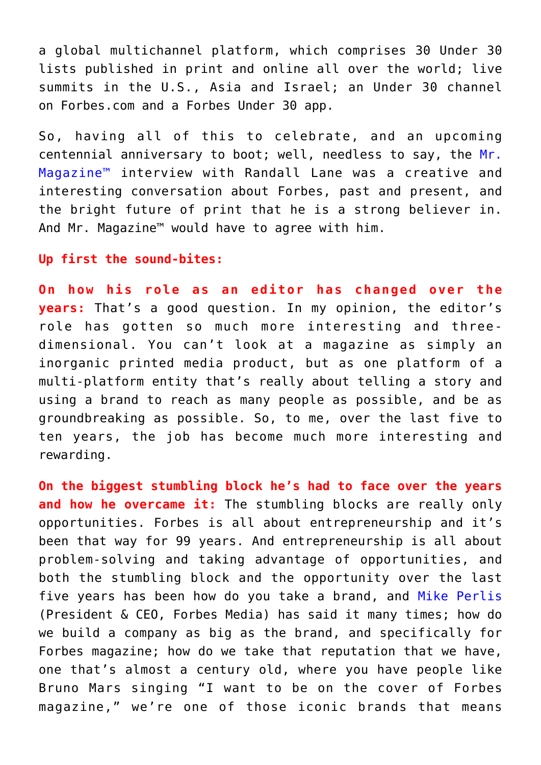a global multichannel platform, which comprises 30 Under 30 lists published in print and online all over the world; live summits in the U.S., Asia and Israel; an Under 30 channel on Forbes.com and a Forbes Under 30 app.

So, having all of this to celebrate, and an upcoming centennial anniversary to boot; well, needless to say, the Mr. Magazine™ interview with Randall Lane was a creative and interesting conversation about Forbes, past and present, and the bright future of print that he is a strong believer in. And Mr. Magazine™ would have to agree with him.

**Up first the sound-bites:**

**On how his role as an editor has changed over the years:** That's a good question. In my opinion, the editor's role has gotten so much more interesting and three-dimensional. You can't look at a magazine as simply an inorganic printed media product, but as one platform of a multi-platform entity that's really about telling a story and using a brand to reach as many people as possible, and be as groundbreaking as possible. So, to me, over the last five to ten years, the job has become much more interesting and rewarding.

**On the biggest stumbling block he's had to face over the years and how he overcame it:** The stumbling blocks are really only opportunities. Forbes is all about entrepreneurship and it's been that way for 99 years. And entrepreneurship is all about problem-solving and taking advantage of opportunities, and both the stumbling block and the opportunity over the last five years has been how do you take a brand, and Mike Perlis (President & CEO, Forbes Media) has said it many times; how do we build a company as big as the brand, and specifically for Forbes magazine; how do we take that reputation that we have, one that's almost a century old, where you have people like Bruno Mars singing "I want to be on the cover of Forbes magazine," we're one of those iconic brands that means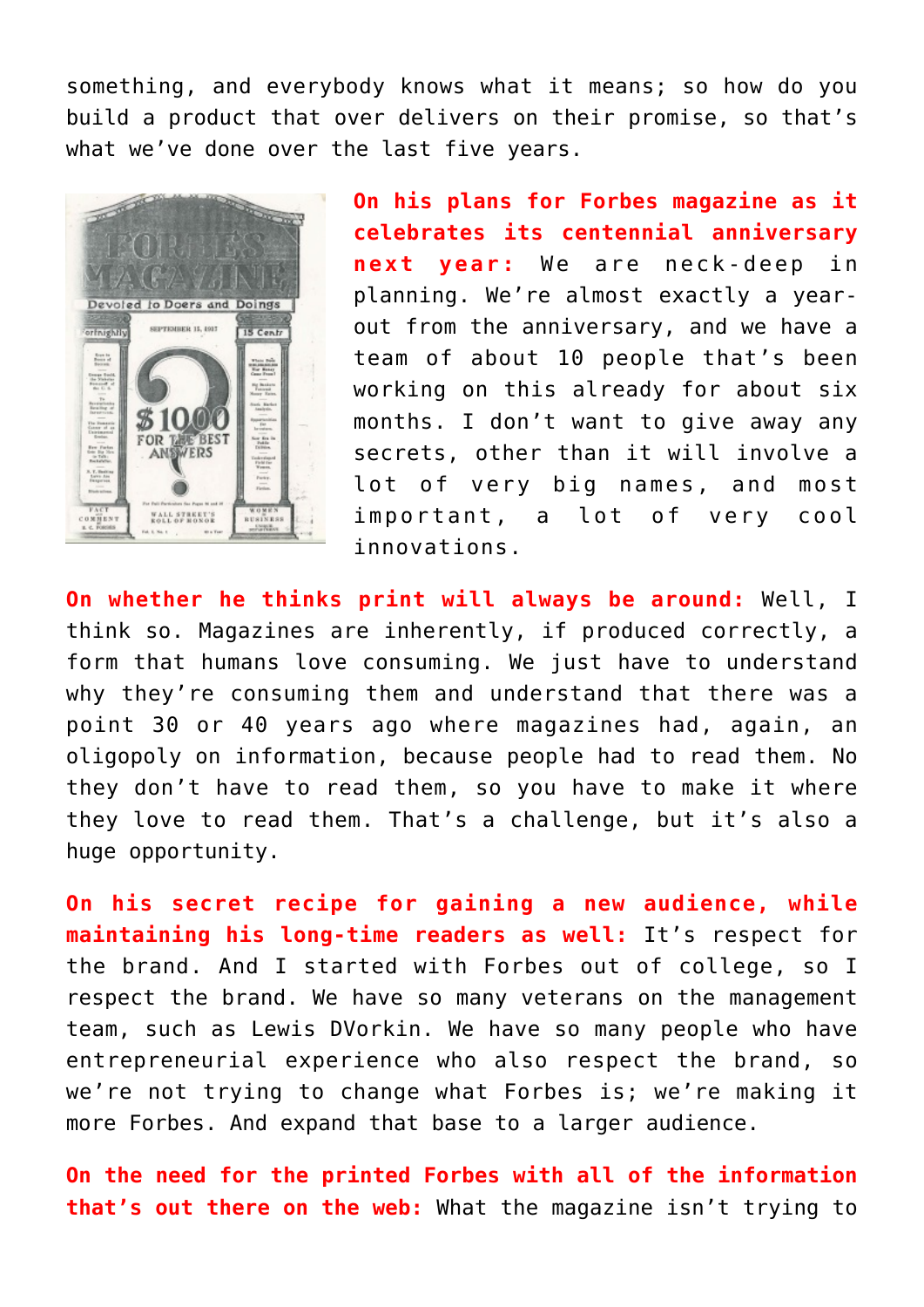something, and everybody knows what it means; so how do you build a product that over delivers on their promise, so that's what we've done over the last five years.

**On his plans for Forbes magazine as it celebrates its centennial anniversary next year:** We are neck-deep in planning. We're almost exactly a year-out from the anniversary, and we have a team of about 10 people that's been working on this already for about six months. I don't want to give away any secrets, other than it will involve a lot of very big names, and most important, a lot of very cool innovations.

**On whether he thinks print will always be around:** Well, I think so. Magazines are inherently, if produced correctly, a form that humans love consuming. We just have to understand why they're consuming them and understand that there was a point 30 or 40 years ago where magazines had, again, an oligopoly on information, because people had to read them. No they don't have to read them, so you have to make it where they love to read them. That's a challenge, but it's also a huge opportunity.

**On his secret recipe for gaining a new audience, while maintaining his long-time readers as well:** It's respect for the brand. And I started with Forbes out of college, so I respect the brand. We have so many veterans on the management team, such as Lewis DVorkin. We have so many people who have entrepreneurial experience who also respect the brand, so we're not trying to change what Forbes is; we're making it more Forbes. And expand that base to a larger audience.

**On the need for the printed Forbes with all of the information that's out there on the web:** What the magazine isn't trying to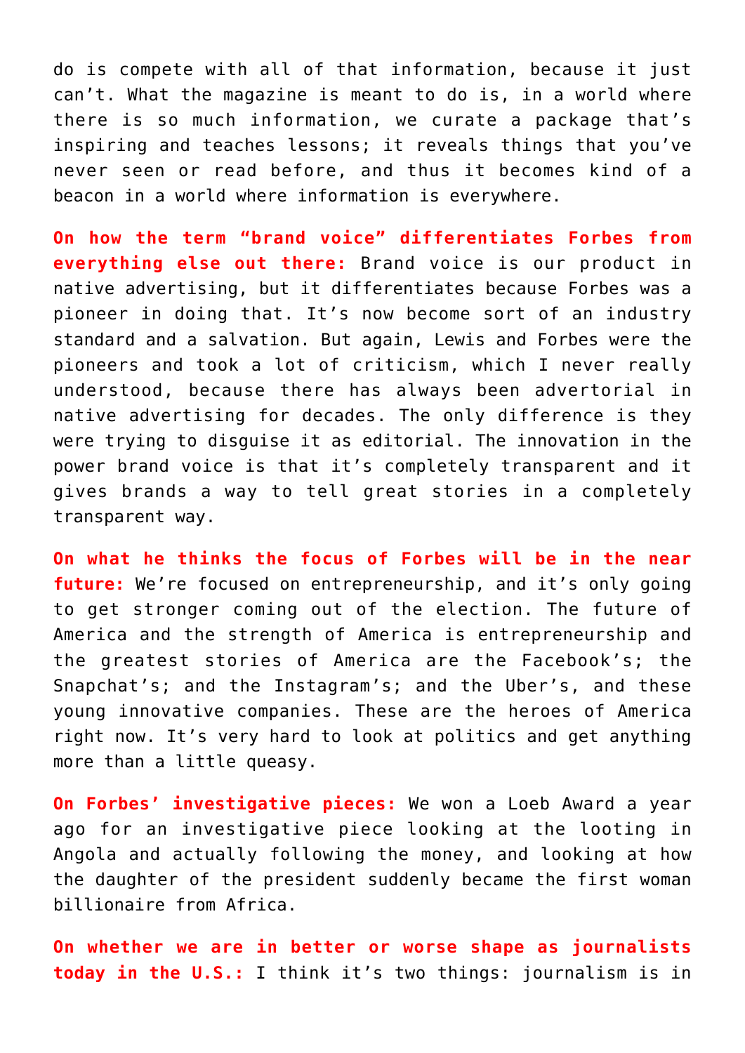do is compete with all of that information, because it just can't. What the magazine is meant to do is, in a world where there is so much information, we curate a package that's inspiring and teaches lessons; it reveals things that you've never seen or read before, and thus it becomes kind of a beacon in a world where information is everywhere.

**On how the term "brand voice" differentiates Forbes from everything else out there:** Brand voice is our product in native advertising, but it differentiates because Forbes was a pioneer in doing that. It's now become sort of an industry standard and a salvation. But again, Lewis and Forbes were the pioneers and took a lot of criticism, which I never really understood, because there has always been advertorial in native advertising for decades. The only difference is they were trying to disguise it as editorial. The innovation in the power brand voice is that it's completely transparent and it gives brands a way to tell great stories in a completely transparent way.

**On what he thinks the focus of Forbes will be in the near future:** We're focused on entrepreneurship, and it's only going to get stronger coming out of the election. The future of America and the strength of America is entrepreneurship and the greatest stories of America are the Facebook's; the Snapchat's; and the Instagram's; and the Uber's, and these young innovative companies. These are the heroes of America right now. It's very hard to look at politics and get anything more than a little queasy.

**On Forbes' investigative pieces:** We won a Loeb Award a year ago for an investigative piece looking at the looting in Angola and actually following the money, and looking at how the daughter of the president suddenly became the first woman billionaire from Africa.

**On whether we are in better or worse shape as journalists today in the U.S.:** I think it's two things: journalism is in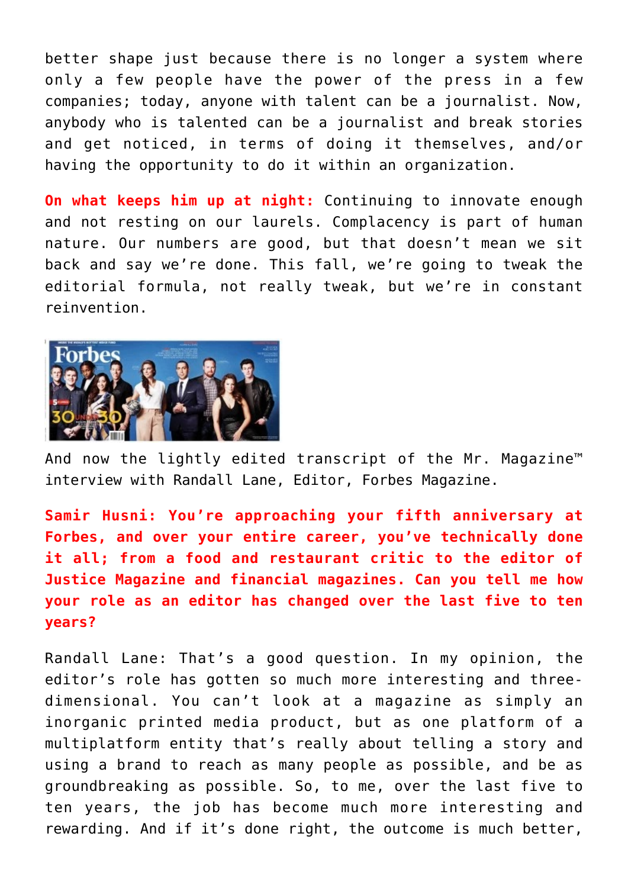better shape just because there is no longer a system where only a few people have the power of the press in a few companies; today, anyone with talent can be a journalist. Now, anybody who is talented can be a journalist and break stories and get noticed, in terms of doing it themselves, and/or having the opportunity to do it within an organization.

**On what keeps him up at night:** Continuing to innovate enough and not resting on our laurels. Complacency is part of human nature. Our numbers are good, but that doesn't mean we sit back and say we're done. This fall, we're going to tweak the editorial formula, not really tweak, but we're in constant reinvention.

And now the lightly edited transcript of the Mr. Magazine™ interview with Randall Lane, Editor, Forbes Magazine.

**Samir Husni: You're approaching your fifth anniversary at Forbes, and over your entire career, you've technically done it all; from a food and restaurant critic to the editor of Justice Magazine and financial magazines. Can you tell me how your role as an editor has changed over the last five to ten years?**

Randall Lane: That's a good question. In my opinion, the editor's role has gotten so much more interesting and three-dimensional. You can't look at a magazine as simply an inorganic printed media product, but as one platform of a multiplatform entity that's really about telling a story and using a brand to reach as many people as possible, and be as groundbreaking as possible. So, to me, over the last five to ten years, the job has become much more interesting and rewarding. And if it's done right, the outcome is much better,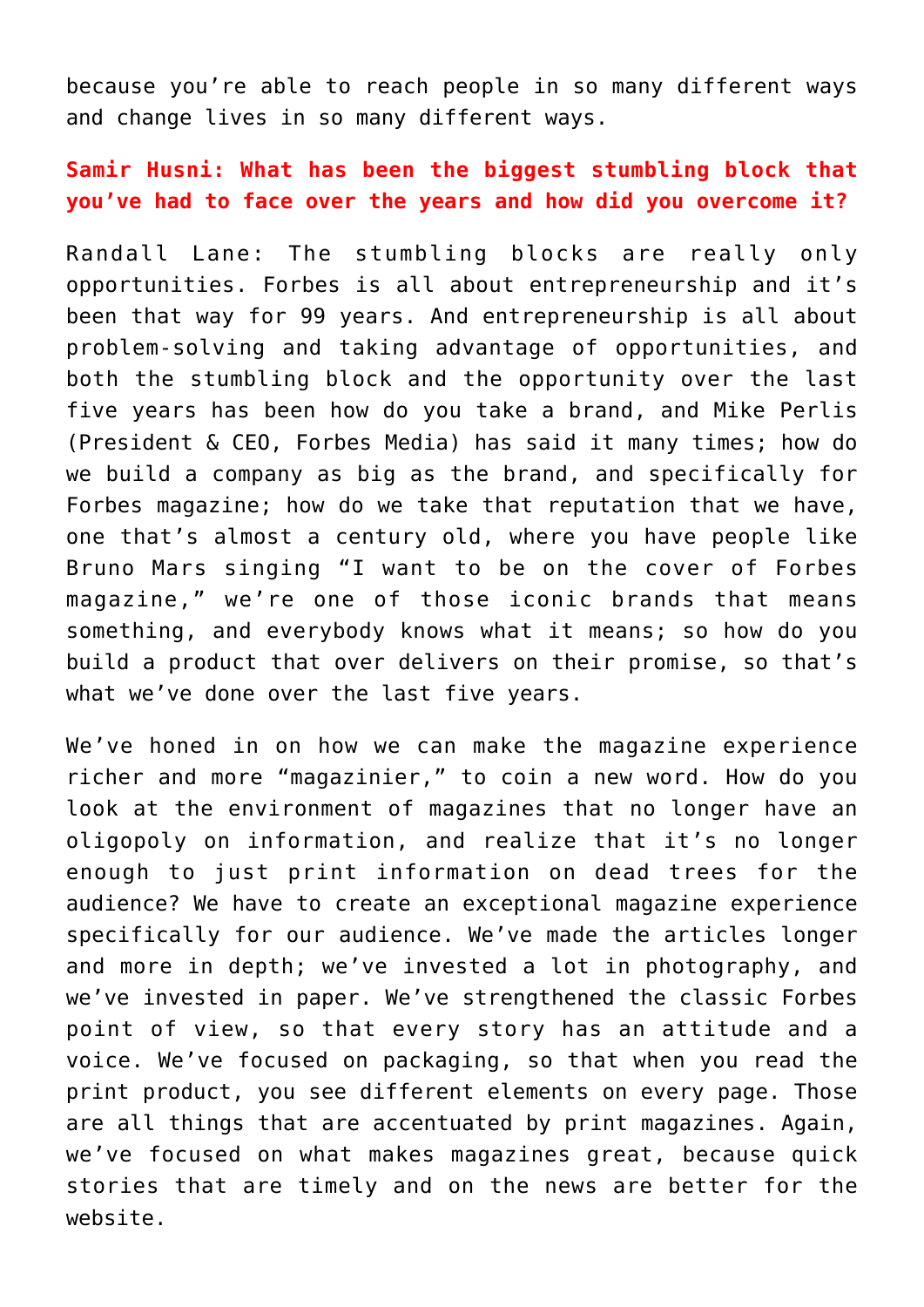because you're able to reach people in so many different ways and change lives in so many different ways.

**Samir Husni: What has been the biggest stumbling block that you've had to face over the years and how did you overcome it?**

Randall Lane: The stumbling blocks are really only opportunities. Forbes is all about entrepreneurship and it's been that way for 99 years. And entrepreneurship is all about problem-solving and taking advantage of opportunities, and both the stumbling block and the opportunity over the last five years has been how do you take a brand, and Mike Perlis (President & CEO, Forbes Media) has said it many times; how do we build a company as big as the brand, and specifically for Forbes magazine; how do we take that reputation that we have, one that's almost a century old, where you have people like Bruno Mars singing "I want to be on the cover of Forbes magazine," we're one of those iconic brands that means something, and everybody knows what it means; so how do you build a product that over delivers on their promise, so that's what we've done over the last five years.

We've honed in on how we can make the magazine experience richer and more "magazinier," to coin a new word. How do you look at the environment of magazines that no longer have an oligopoly on information, and realize that it's no longer enough to just print information on dead trees for the audience? We have to create an exceptional magazine experience specifically for our audience. We've made the articles longer and more in depth; we've invested a lot in photography, and we've invested in paper. We've strengthened the classic Forbes point of view, so that every story has an attitude and a voice. We've focused on packaging, so that when you read the print product, you see different elements on every page. Those are all things that are accentuated by print magazines. Again, we've focused on what makes magazines great, because quick stories that are timely and on the news are better for the website.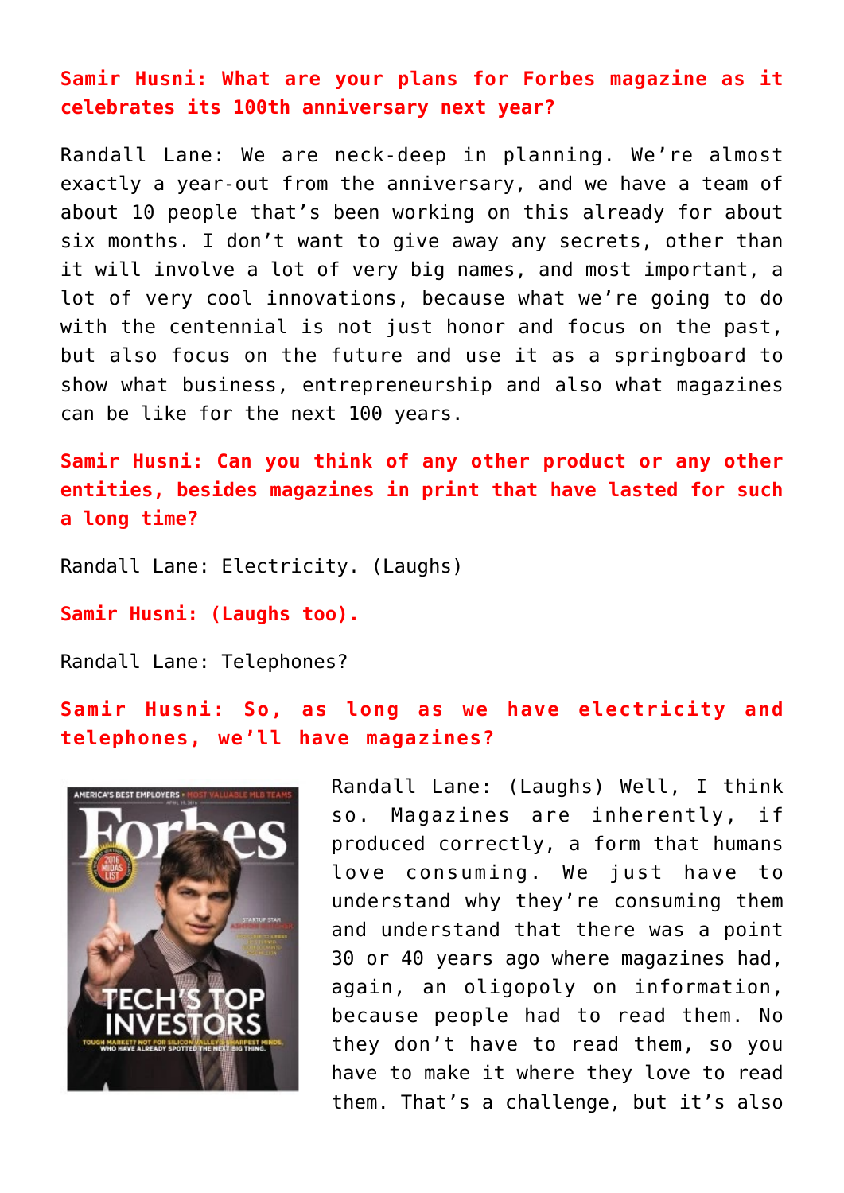**Samir Husni: What are your plans for Forbes magazine as it celebrates its 100th anniversary next year?**

Randall Lane: We are neck-deep in planning. We're almost exactly a year-out from the anniversary, and we have a team of about 10 people that's been working on this already for about six months. I don't want to give away any secrets, other than it will involve a lot of very big names, and most important, a lot of very cool innovations, because what we're going to do with the centennial is not just honor and focus on the past, but also focus on the future and use it as a springboard to show what business, entrepreneurship and also what magazines can be like for the next 100 years.

**Samir Husni: Can you think of any other product or any other entities, besides magazines in print that have lasted for such a long time?**

Randall Lane: Electricity. (Laughs)

**Samir Husni: (Laughs too).**

Randall Lane: Telephones?

**Samir Husni: So, as long as we have electricity and telephones, we'll have magazines?**

Randall Lane: (Laughs) Well, I think so. Magazines are inherently, if produced correctly, a form that humans love consuming. We just have to understand why they're consuming them and understand that there was a point 30 or 40 years ago where magazines had, again, an oligopoly on information, because people had to read them. No they don't have to read them, so you have to make it where they love to read them. That's a challenge, but it's also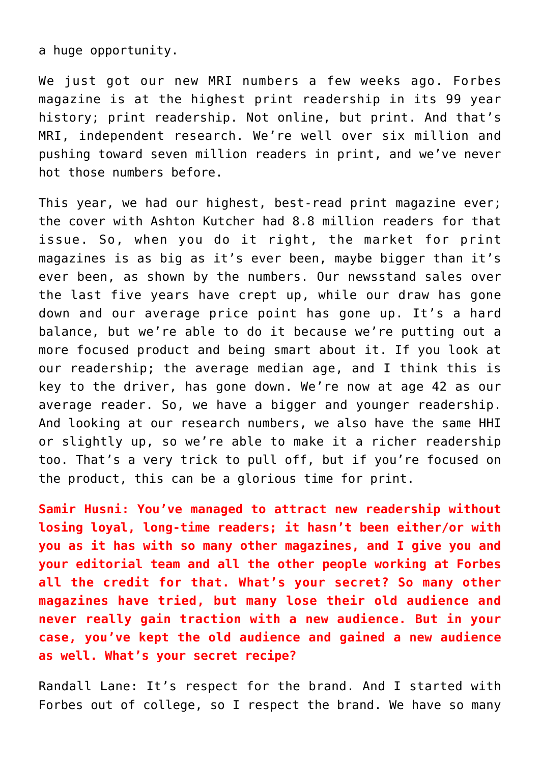a huge opportunity.

We just got our new MRI numbers a few weeks ago. Forbes magazine is at the highest print readership in its 99 year history; print readership. Not online, but print. And that's MRI, independent research. We're well over six million and pushing toward seven million readers in print, and we've never hot those numbers before.

This year, we had our highest, best-read print magazine ever; the cover with Ashton Kutcher had 8.8 million readers for that issue. So, when you do it right, the market for print magazines is as big as it's ever been, maybe bigger than it's ever been, as shown by the numbers. Our newsstand sales over the last five years have crept up, while our draw has gone down and our average price point has gone up. It's a hard balance, but we're able to do it because we're putting out a more focused product and being smart about it. If you look at our readership; the average median age, and I think this is key to the driver, has gone down. We're now at age 42 as our average reader. So, we have a bigger and younger readership. And looking at our research numbers, we also have the same HHI or slightly up, so we're able to make it a richer readership too. That's a very trick to pull off, but if you're focused on the product, this can be a glorious time for print.

**Samir Husni: You've managed to attract new readership without losing loyal, long-time readers; it hasn't been either/or with you as it has with so many other magazines, and I give you and your editorial team and all the other people working at Forbes all the credit for that. What's your secret? So many other magazines have tried, but many lose their old audience and never really gain traction with a new audience. But in your case, you've kept the old audience and gained a new audience as well. What's your secret recipe?**

Randall Lane: It's respect for the brand. And I started with Forbes out of college, so I respect the brand. We have so many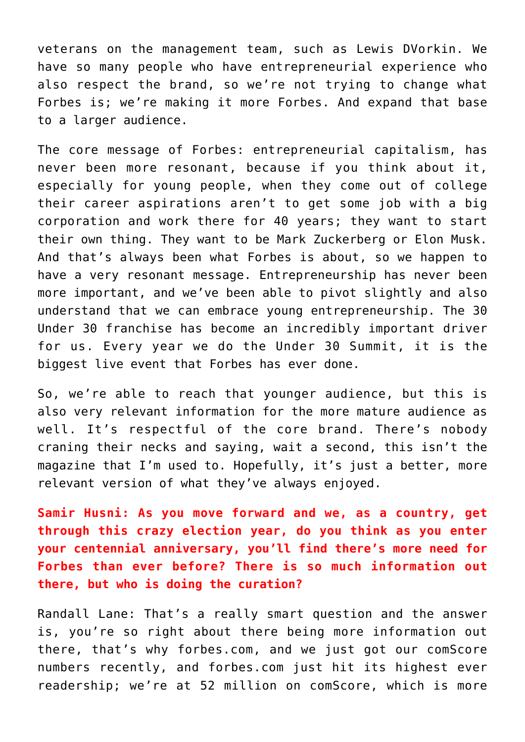veterans on the management team, such as Lewis DVorkin. We have so many people who have entrepreneurial experience who also respect the brand, so we're not trying to change what Forbes is; we're making it more Forbes. And expand that base to a larger audience.

The core message of Forbes: entrepreneurial capitalism, has never been more resonant, because if you think about it, especially for young people, when they come out of college their career aspirations aren't to get some job with a big corporation and work there for 40 years; they want to start their own thing. They want to be Mark Zuckerberg or Elon Musk. And that's always been what Forbes is about, so we happen to have a very resonant message. Entrepreneurship has never been more important, and we've been able to pivot slightly and also understand that we can embrace young entrepreneurship. The 30 Under 30 franchise has become an incredibly important driver for us. Every year we do the Under 30 Summit, it is the biggest live event that Forbes has ever done.

So, we're able to reach that younger audience, but this is also very relevant information for the more mature audience as well. It's respectful of the core brand. There's nobody craning their necks and saying, wait a second, this isn't the magazine that I'm used to. Hopefully, it's just a better, more relevant version of what they've always enjoyed.

**Samir Husni: As you move forward and we, as a country, get through this crazy election year, do you think as you enter your centennial anniversary, you'll find there's more need for Forbes than ever before? There is so much information out there, but who is doing the curation?**

Randall Lane: That's a really smart question and the answer is, you're so right about there being more information out there, that's why forbes.com, and we just got our comScore numbers recently, and forbes.com just hit its highest ever readership; we're at 52 million on comScore, which is more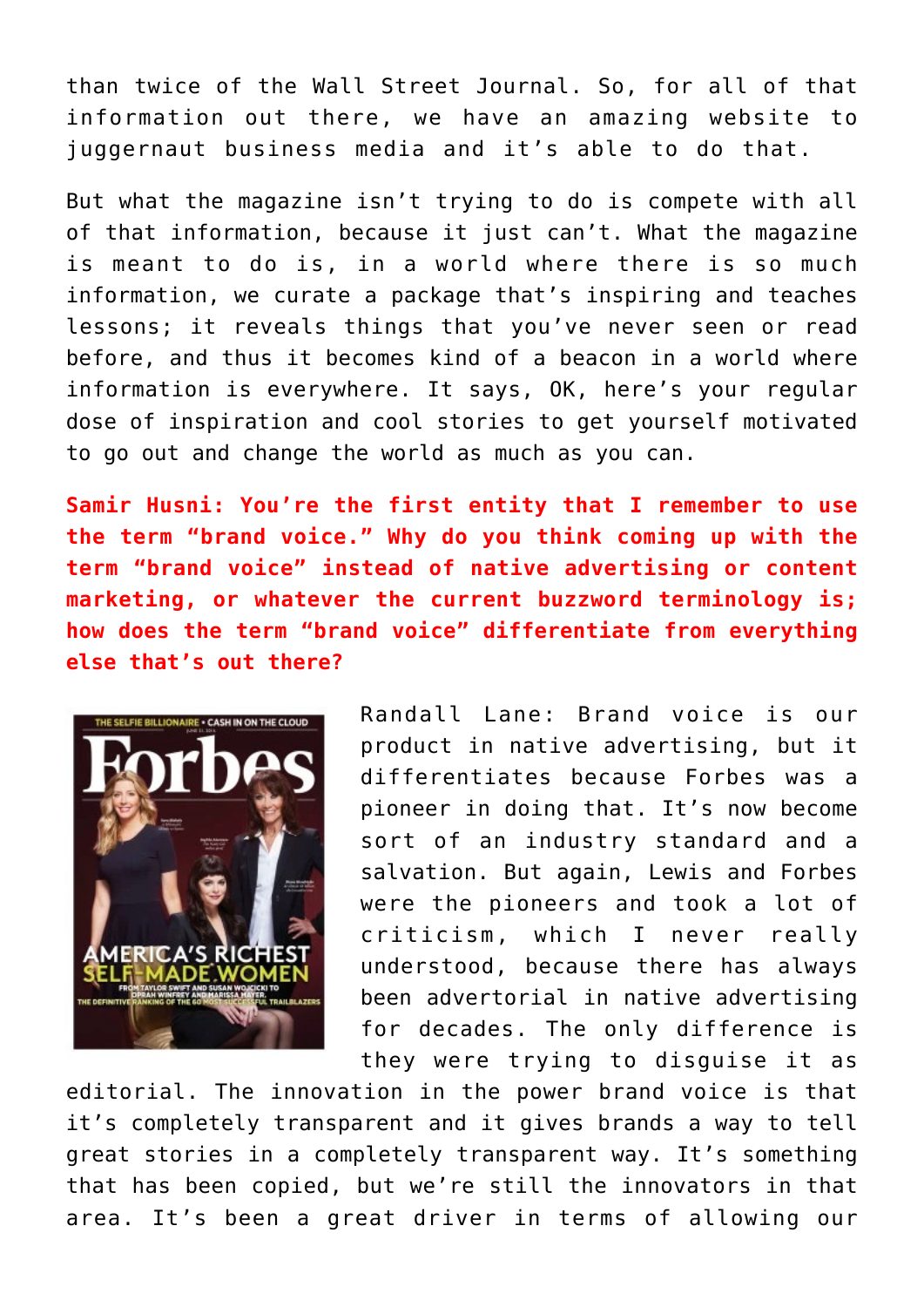than twice of the Wall Street Journal. So, for all of that information out there, we have an amazing website to juggernaut business media and it's able to do that.

But what the magazine isn't trying to do is compete with all of that information, because it just can't. What the magazine is meant to do is, in a world where there is so much information, we curate a package that's inspiring and teaches lessons; it reveals things that you've never seen or read before, and thus it becomes kind of a beacon in a world where information is everywhere. It says, OK, here's your regular dose of inspiration and cool stories to get yourself motivated to go out and change the world as much as you can.

**Samir Husni: You're the first entity that I remember to use the term "brand voice." Why do you think coming up with the term "brand voice" instead of native advertising or content marketing, or whatever the current buzzword terminology is; how does the term "brand voice" differentiate from everything else that's out there?**

Randall Lane: Brand voice is our product in native advertising, but it differentiates because Forbes was a pioneer in doing that. It's now become sort of an industry standard and a salvation. But again, Lewis and Forbes were the pioneers and took a lot of criticism, which I never really understood, because there has always been advertorial in native advertising for decades. The only difference is they were trying to disguise it as editorial. The innovation in the power brand voice is that it's completely transparent and it gives brands a way to tell great stories in a completely transparent way. It's something that has been copied, but we're still the innovators in that area. It's been a great driver in terms of allowing our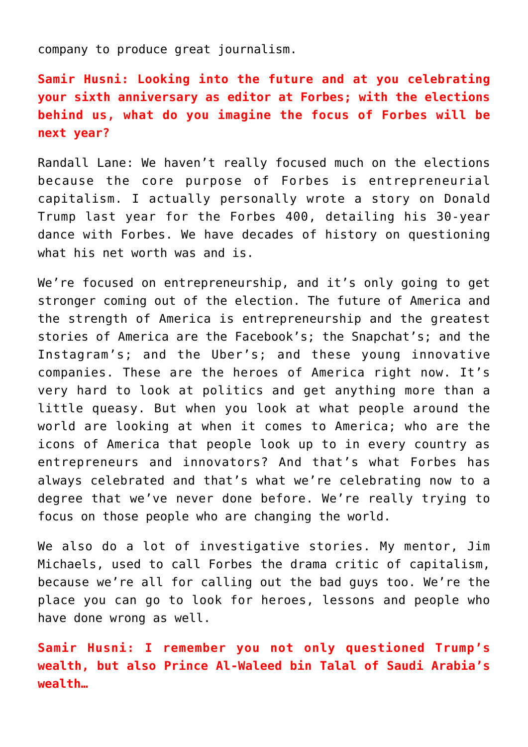company to produce great journalism.

**Samir Husni: Looking into the future and at you celebrating your sixth anniversary as editor at Forbes; with the elections behind us, what do you imagine the focus of Forbes will be next year?**

Randall Lane: We haven't really focused much on the elections because the core purpose of Forbes is entrepreneurial capitalism. I actually personally wrote a story on Donald Trump last year for the Forbes 400, detailing his 30-year dance with Forbes. We have decades of history on questioning what his net worth was and is.

We're focused on entrepreneurship, and it's only going to get stronger coming out of the election. The future of America and the strength of America is entrepreneurship and the greatest stories of America are the Facebook's; the Snapchat's; and the Instagram's; and the Uber's; and these young innovative companies. These are the heroes of America right now. It's very hard to look at politics and get anything more than a little queasy. But when you look at what people around the world are looking at when it comes to America; who are the icons of America that people look up to in every country as entrepreneurs and innovators? And that's what Forbes has always celebrated and that's what we're celebrating now to a degree that we've never done before. We're really trying to focus on those people who are changing the world.

We also do a lot of investigative stories. My mentor, Jim Michaels, used to call Forbes the drama critic of capitalism, because we're all for calling out the bad guys too. We're the place you can go to look for heroes, lessons and people who have done wrong as well.

**Samir Husni: I remember you not only questioned Trump's wealth, but also Prince Al-Waleed bin Talal of Saudi Arabia's wealth…**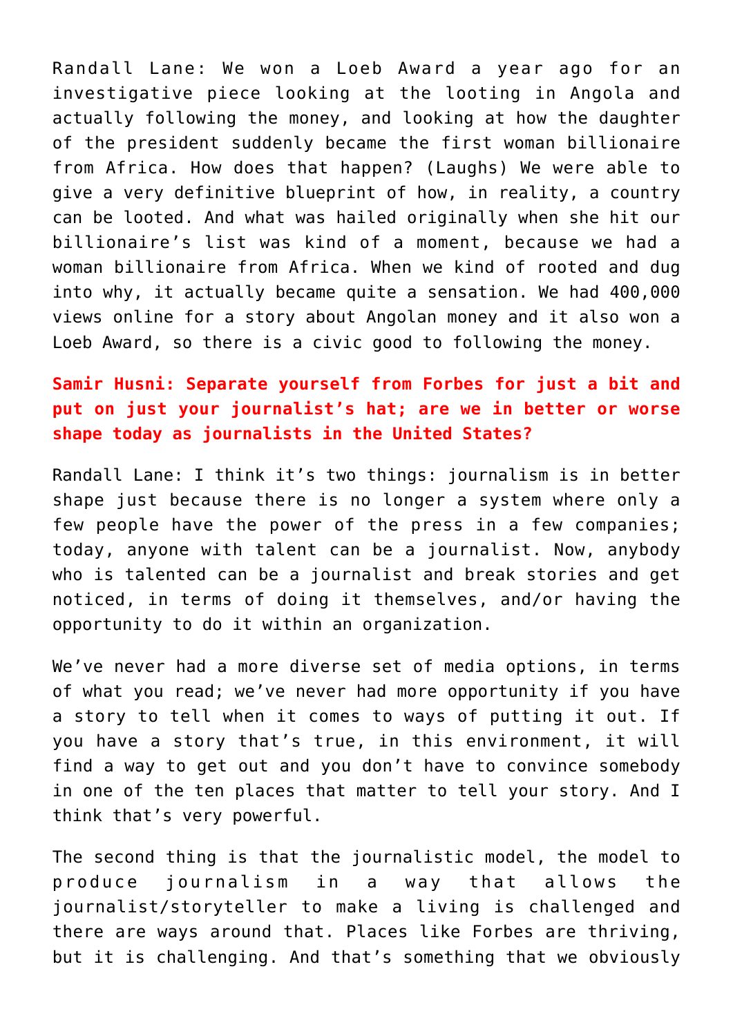Randall Lane: We won a Loeb Award a year ago for an investigative piece looking at the looting in Angola and actually following the money, and looking at how the daughter of the president suddenly became the first woman billionaire from Africa. How does that happen? (Laughs) We were able to give a very definitive blueprint of how, in reality, a country can be looted. And what was hailed originally when she hit our billionaire's list was kind of a moment, because we had a woman billionaire from Africa. When we kind of rooted and dug into why, it actually became quite a sensation. We had 400,000 views online for a story about Angolan money and it also won a Loeb Award, so there is a civic good to following the money.

**Samir Husni: Separate yourself from Forbes for just a bit and put on just your journalist's hat; are we in better or worse shape today as journalists in the United States?**

Randall Lane: I think it's two things: journalism is in better shape just because there is no longer a system where only a few people have the power of the press in a few companies; today, anyone with talent can be a journalist. Now, anybody who is talented can be a journalist and break stories and get noticed, in terms of doing it themselves, and/or having the opportunity to do it within an organization.

We've never had a more diverse set of media options, in terms of what you read; we've never had more opportunity if you have a story to tell when it comes to ways of putting it out. If you have a story that's true, in this environment, it will find a way to get out and you don't have to convince somebody in one of the ten places that matter to tell your story. And I think that's very powerful.

The second thing is that the journalistic model, the model to produce journalism in a way that allows the journalist/storyteller to make a living is challenged and there are ways around that. Places like Forbes are thriving, but it is challenging. And that's something that we obviously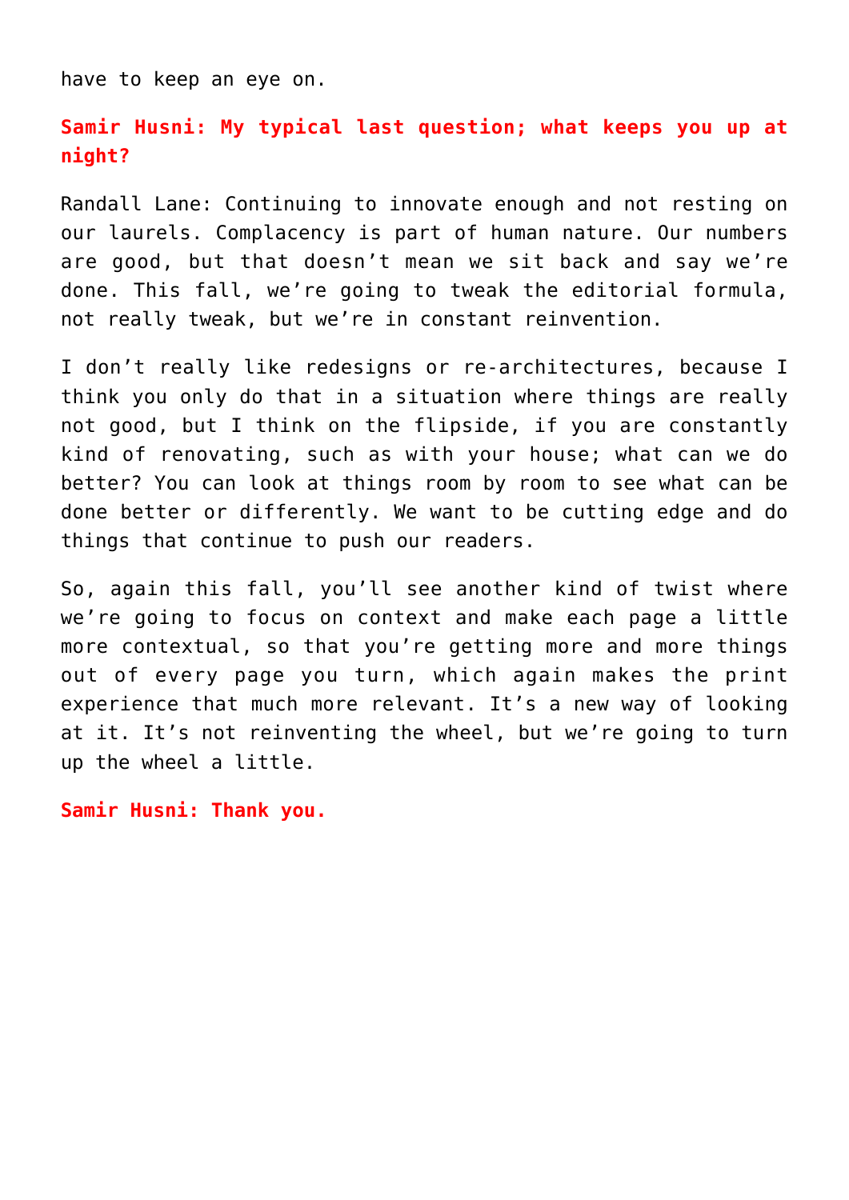have to keep an eye on.

**Samir Husni: My typical last question; what keeps you up at night?**

Randall Lane: Continuing to innovate enough and not resting on our laurels. Complacency is part of human nature. Our numbers are good, but that doesn't mean we sit back and say we're done. This fall, we're going to tweak the editorial formula, not really tweak, but we're in constant reinvention.

I don't really like redesigns or re-architectures, because I think you only do that in a situation where things are really not good, but I think on the flipside, if you are constantly kind of renovating, such as with your house; what can we do better? You can look at things room by room to see what can be done better or differently. We want to be cutting edge and do things that continue to push our readers.

So, again this fall, you'll see another kind of twist where we're going to focus on context and make each page a little more contextual, so that you're getting more and more things out of every page you turn, which again makes the print experience that much more relevant. It's a new way of looking at it. It's not reinventing the wheel, but we're going to turn up the wheel a little.

**Samir Husni: Thank you.**